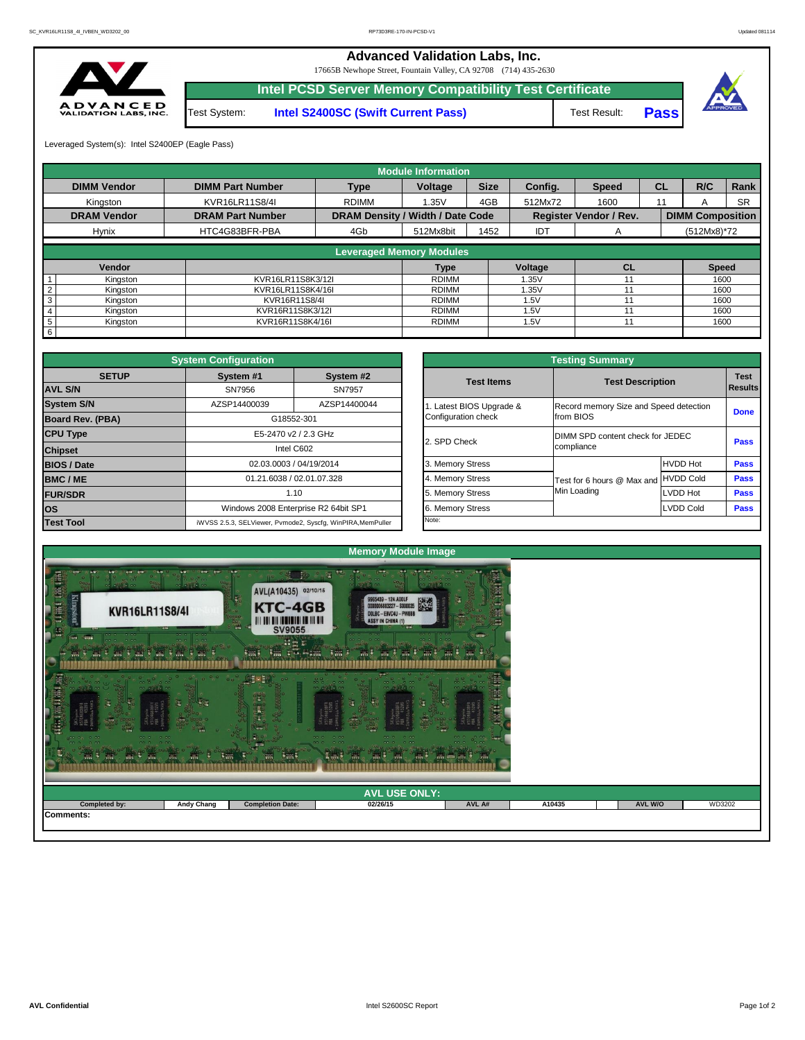# Advanced Validation Labs, Inc.

17665B Newhope Street, Fountain Valley, CA 92708 (714) 435-2630

## Intel PCSD Server Memory Compatibility Test Certificate

Test System: **Intel S2400SC (Swift Current Pass)** Test Result: **Pass**

Leveraged System(s): Intel S2400EP (Eagle Pass)

### Module Information

| DIMM Vendor | DIMM Part Number | Type | Voltage | Size | Config. | Speed | CL | R/C | Rank |
|---|---|---|---|---|---|---|---|---|---|
| Kingston | KVR16LR11S8/4I | RDIMM | 1.35V | 4GB | 512Mx72 | 1600 | 11 | A | SR |
| **DRAM Vendor** | **DRAM Part Number** | **DRAM Density / Width / Date Code** | | | **Register Vendor / Rev.** | | **DIMM Composition** | | |
| Hynix | HTC4G83BFR-PBA | 4Gb | 512Mx8bit | 1452 | IDT | A | (512Mx8)*72 | | |

### Leveraged Memory Modules

| | Vendor | | Type | Voltage | CL | Speed |
|---|---|---|---|---|---|---|
| 1 | Kingston | KVR16LR11S8K3/12I | RDIMM | 1.35V | 11 | 1600 |
| 2 | Kingston | KVR16LR11S8K4/16I | RDIMM | 1.35V | 11 | 1600 |
| 3 | Kingston | KVR16R11S8/4I | RDIMM | 1.5V | 11 | 1600 |
| 4 | Kingston | KVR16R11S8K3/12I | RDIMM | 1.5V | 11 | 1600 |
| 5 | Kingston | KVR16R11S8K4/16I | RDIMM | 1.5V | 11 | 1600 |
| 6 | | | | | | |

### System Configuration

| SETUP | System #1 | System #2 |
|---|---|---|
| **AVL S/N** | SN7956 | SN7957 |
| **System S/N** | AZSP14400039 | AZSP14400044 |
| **Board Rev. (PBA)** | G18552-301 | |
| **CPU Type** | E5-2470 v2 / 2.3 GHz | |
| **Chipset** | Intel C602 | |
| **BIOS / Date** | 02.03.0003 / 04/19/2014 | |
| **BMC / ME** | 01.21.6038 / 02.01.07.328 | |
| **FUR/SDR** | 1.10 | |
| **OS** | Windows 2008 Enterprise R2 64bit SP1 | |
| **Test Tool** | iWVSS 2.5.3, SELViewer, Pvmode2, Syscfg, WinPIRA,MemPuller | |

### Testing Summary

| Test Items | Test Description | | Test Results |
|---|---|---|---|
| 1. Latest BIOS Upgrade & Configuration check | Record memory Size and Speed detection from BIOS | | Done |
| 2. SPD Check | DIMM SPD content check for JEDEC compliance | | Pass |
| 3. Memory Stress | Test for 6 hours @ Max and Min Loading | HVDD Hot | Pass |
| 4. Memory Stress | | HVDD Cold | Pass |
| 5. Memory Stress | | LVDD Hot | Pass |
| 6. Memory Stress | | LVDD Cold | Pass |
| Note: | | | |

### Memory Module Image

### AVL USE ONLY:

| Completed by: | Andy Chang | Completion Date: | 02/26/15 | AVL A# | A10435 | AVL W/O | WD3202 |
|---|---|---|---|---|---|---|---|

**Comments:**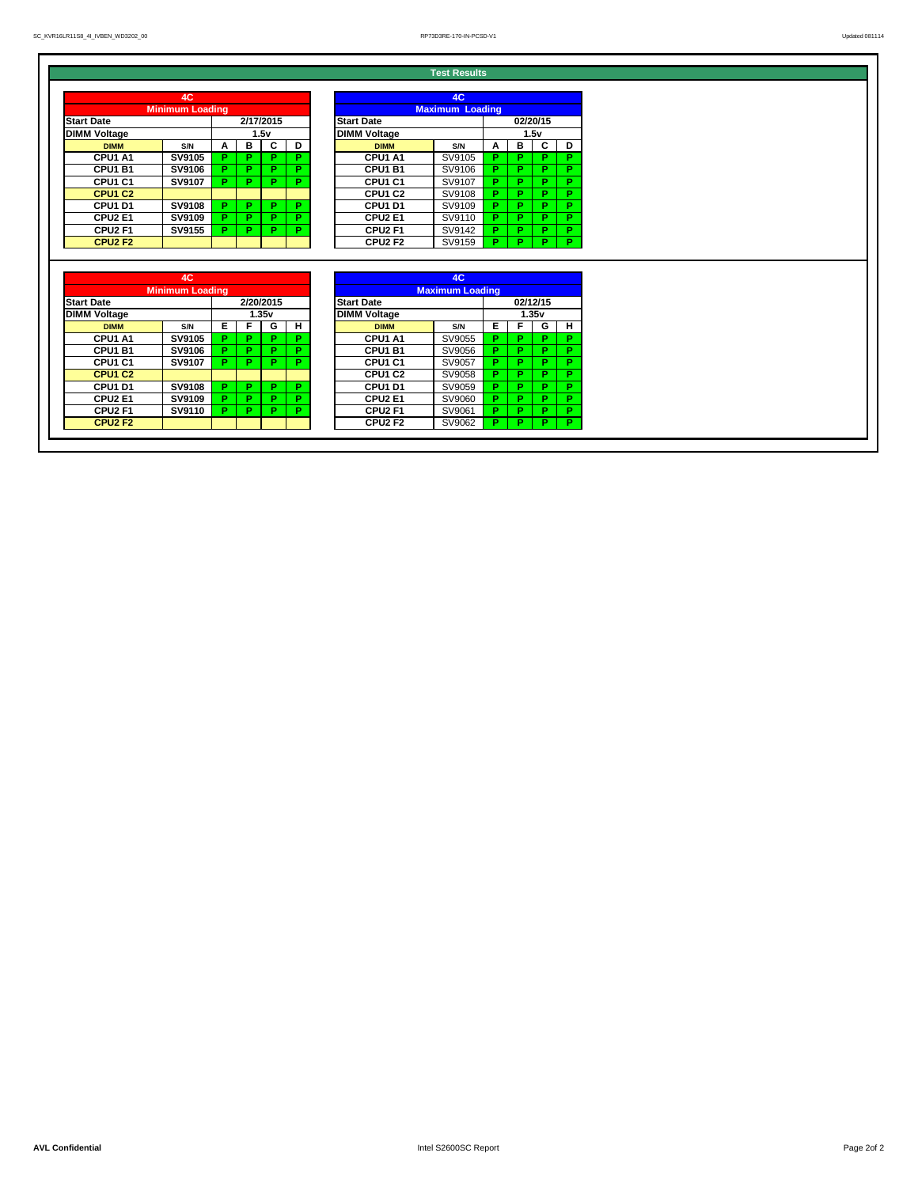## Test Results

| 4C Minimum Loading | | | | | |
|---|---|---|---|---|---|
| Start Date | | 2/17/2015 | | | |
| DIMM Voltage | | 1.5v | | | |
| DIMM | S/N | A | B | C | D |
| CPU1 A1 | SV9105 | P | P | P | P |
| CPU1 B1 | SV9106 | P | P | P | P |
| CPU1 C1 | SV9107 | P | P | P | P |
| CPU1 C2 | | | | | |
| CPU1 D1 | SV9108 | P | P | P | P |
| CPU2 E1 | SV9109 | P | P | P | P |
| CPU2 F1 | SV9155 | P | P | P | P |
| CPU2 F2 | | | | | |

| 4C Maximum Loading | | | | | |
|---|---|---|---|---|---|
| Start Date | | 02/20/15 | | | |
| DIMM Voltage | | 1.5v | | | |
| DIMM | S/N | A | B | C | D |
| CPU1 A1 | SV9105 | P | P | P | P |
| CPU1 B1 | SV9106 | P | P | P | P |
| CPU1 C1 | SV9107 | P | P | P | P |
| CPU1 C2 | SV9108 | P | P | P | P |
| CPU1 D1 | SV9109 | P | P | P | P |
| CPU2 E1 | SV9110 | P | P | P | P |
| CPU2 F1 | SV9142 | P | P | P | P |
| CPU2 F2 | SV9159 | P | P | P | P |

| 4C Minimum Loading | | | | | |
|---|---|---|---|---|---|
| Start Date | | 2/20/2015 | | | |
| DIMM Voltage | | 1.35v | | | |
| DIMM | S/N | E | F | G | H |
| CPU1 A1 | SV9105 | P | P | P | P |
| CPU1 B1 | SV9106 | P | P | P | P |
| CPU1 C1 | SV9107 | P | P | P | P |
| CPU1 C2 | | | | | |
| CPU1 D1 | SV9108 | P | P | P | P |
| CPU2 E1 | SV9109 | P | P | P | P |
| CPU2 F1 | SV9110 | P | P | P | P |
| CPU2 F2 | | | | | |

| 4C Maximum Loading | | | | | |
|---|---|---|---|---|---|
| Start Date | | 02/12/15 | | | |
| DIMM Voltage | | 1.35v | | | |
| DIMM | S/N | E | F | G | H |
| CPU1 A1 | SV9055 | P | P | P | P |
| CPU1 B1 | SV9056 | P | P | P | P |
| CPU1 C1 | SV9057 | P | P | P | P |
| CPU1 C2 | SV9058 | P | P | P | P |
| CPU1 D1 | SV9059 | P | P | P | P |
| CPU2 E1 | SV9060 | P | P | P | P |
| CPU2 F1 | SV9061 | P | P | P | P |
| CPU2 F2 | SV9062 | P | P | P | P |